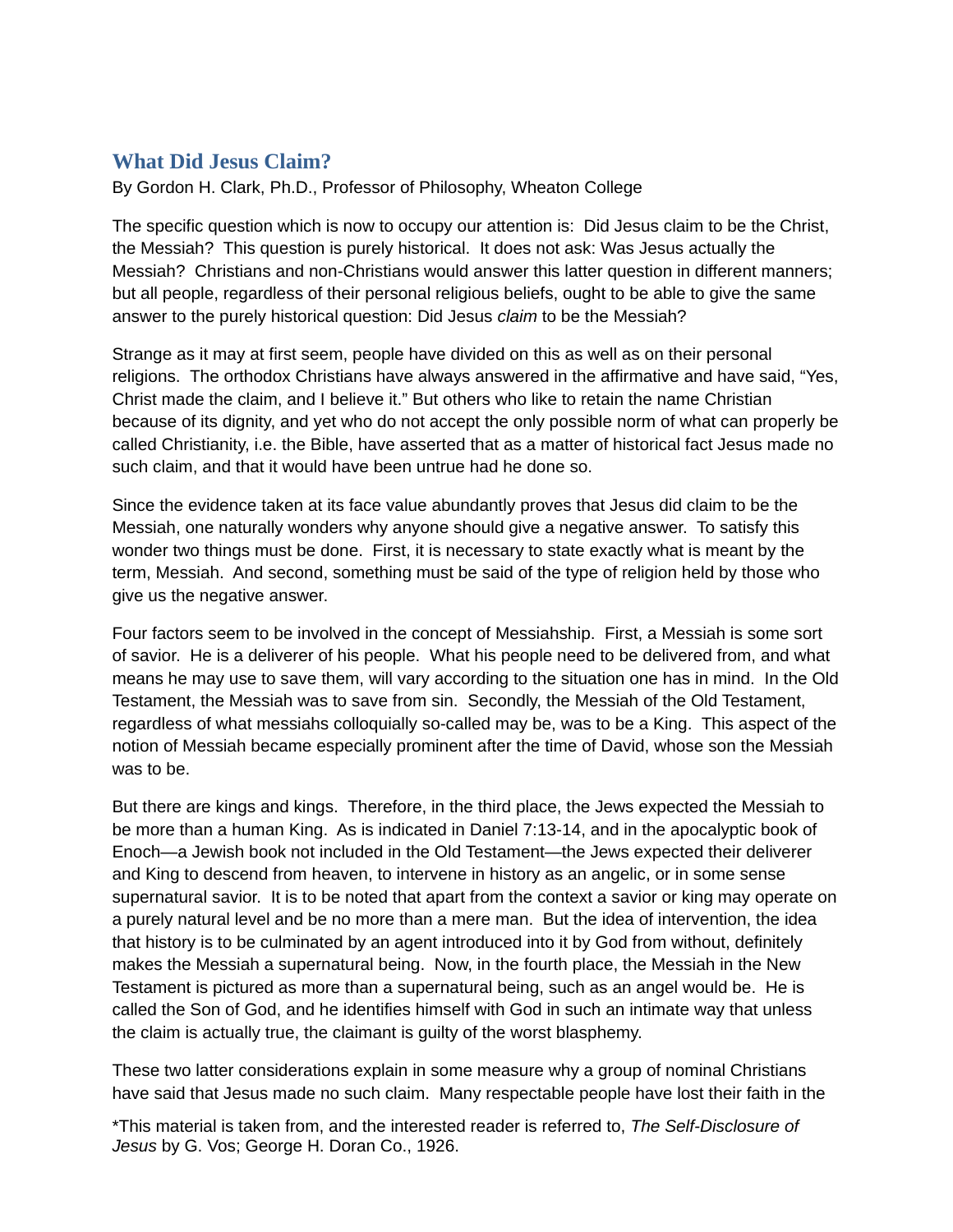## What Did Jesus Claim?

By Gordon H. Clark, Ph.D., Professor of Philosophy, Wheaton College

The specific question which is now to occupy our attention is: Did Jesus claim to be the Christ, the Messiah? This question is purely historical. It does not ask: Was Jesus actually the Messiah? Christians and non-Christians would answer this latter question in different manners; but all people, regardless of their personal religious beliefs, ought to be able to give the same answer to the purely historical question: Did Jesus *claim* to be the Messiah?

Strange as it may at first seem, people have divided on this as well as on their personal religions. The orthodox Christians have always answered in the affirmative and have said, "Yes, Christ made the claim, and I believe it." But others who like to retain the name Christian because of its dignity, and yet who do not accept the only possible norm of what can properly be called Christianity, i.e. the Bible, have asserted that as a matter of historical fact Jesus made no such claim, and that it would have been untrue had he done so.

Since the evidence taken at its face value abundantly proves that Jesus did claim to be the Messiah, one naturally wonders why anyone should give a negative answer. To satisfy this wonder two things must be done. First, it is necessary to state exactly what is meant by the term, Messiah. And second, something must be said of the type of religion held by those who give us the negative answer.

Four factors seem to be involved in the concept of Messiahship. First, a Messiah is some sort of savior. He is a deliverer of his people. What his people need to be delivered from, and what means he may use to save them, will vary according to the situation one has in mind. In the Old Testament, the Messiah was to save from sin. Secondly, the Messiah of the Old Testament, regardless of what messiahs colloquially so-called may be, was to be a King. This aspect of the notion of Messiah became especially prominent after the time of David, whose son the Messiah was to be.

But there are kings and kings. Therefore, in the third place, the Jews expected the Messiah to be more than a human King. As is indicated in Daniel 7:13-14, and in the apocalyptic book of Enoch—a Jewish book not included in the Old Testament—the Jews expected their deliverer and King to descend from heaven, to intervene in history as an angelic, or in some sense supernatural savior. It is to be noted that apart from the context a savior or king may operate on a purely natural level and be no more than a mere man. But the idea of intervention, the idea that history is to be culminated by an agent introduced into it by God from without, definitely makes the Messiah a supernatural being. Now, in the fourth place, the Messiah in the New Testament is pictured as more than a supernatural being, such as an angel would be. He is called the Son of God, and he identifies himself with God in such an intimate way that unless the claim is actually true, the claimant is guilty of the worst blasphemy.

These two latter considerations explain in some measure why a group of nominal Christians have said that Jesus made no such claim. Many respectable people have lost their faith in the

*This material is taken from, and the interested reader is referred to, *The Self-Disclosure of Jesus* by G. Vos; George H. Doran Co., 1926.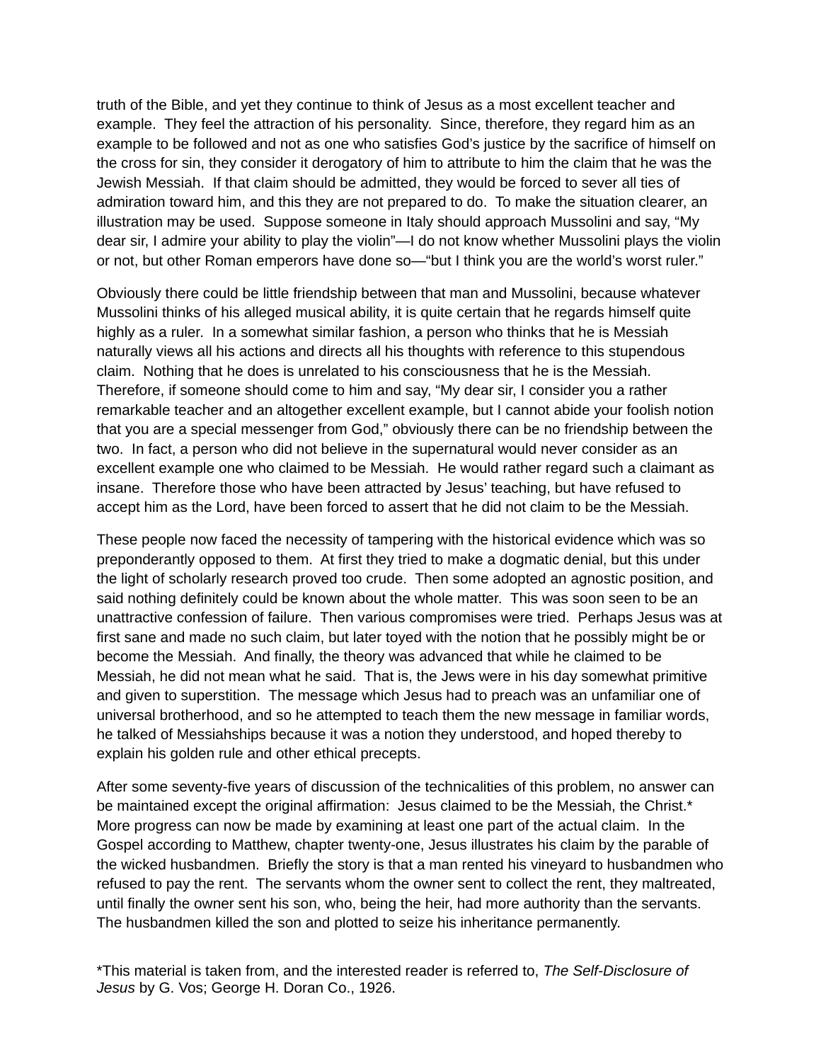truth of the Bible, and yet they continue to think of Jesus as a most excellent teacher and example. They feel the attraction of his personality. Since, therefore, they regard him as an example to be followed and not as one who satisfies God's justice by the sacrifice of himself on the cross for sin, they consider it derogatory of him to attribute to him the claim that he was the Jewish Messiah. If that claim should be admitted, they would be forced to sever all ties of admiration toward him, and this they are not prepared to do. To make the situation clearer, an illustration may be used. Suppose someone in Italy should approach Mussolini and say, "My dear sir, I admire your ability to play the violin"—I do not know whether Mussolini plays the violin or not, but other Roman emperors have done so—"but I think you are the world's worst ruler."

Obviously there could be little friendship between that man and Mussolini, because whatever Mussolini thinks of his alleged musical ability, it is quite certain that he regards himself quite highly as a ruler. In a somewhat similar fashion, a person who thinks that he is Messiah naturally views all his actions and directs all his thoughts with reference to this stupendous claim. Nothing that he does is unrelated to his consciousness that he is the Messiah. Therefore, if someone should come to him and say, "My dear sir, I consider you a rather remarkable teacher and an altogether excellent example, but I cannot abide your foolish notion that you are a special messenger from God," obviously there can be no friendship between the two. In fact, a person who did not believe in the supernatural would never consider as an excellent example one who claimed to be Messiah. He would rather regard such a claimant as insane. Therefore those who have been attracted by Jesus' teaching, but have refused to accept him as the Lord, have been forced to assert that he did not claim to be the Messiah.

These people now faced the necessity of tampering with the historical evidence which was so preponderantly opposed to them. At first they tried to make a dogmatic denial, but this under the light of scholarly research proved too crude. Then some adopted an agnostic position, and said nothing definitely could be known about the whole matter. This was soon seen to be an unattractive confession of failure. Then various compromises were tried. Perhaps Jesus was at first sane and made no such claim, but later toyed with the notion that he possibly might be or become the Messiah. And finally, the theory was advanced that while he claimed to be Messiah, he did not mean what he said. That is, the Jews were in his day somewhat primitive and given to superstition. The message which Jesus had to preach was an unfamiliar one of universal brotherhood, and so he attempted to teach them the new message in familiar words, he talked of Messiahships because it was a notion they understood, and hoped thereby to explain his golden rule and other ethical precepts.

After some seventy-five years of discussion of the technicalities of this problem, no answer can be maintained except the original affirmation: Jesus claimed to be the Messiah, the Christ.* More progress can now be made by examining at least one part of the actual claim. In the Gospel according to Matthew, chapter twenty-one, Jesus illustrates his claim by the parable of the wicked husbandmen. Briefly the story is that a man rented his vineyard to husbandmen who refused to pay the rent. The servants whom the owner sent to collect the rent, they maltreated, until finally the owner sent his son, who, being the heir, had more authority than the servants. The husbandmen killed the son and plotted to seize his inheritance permanently.

*This material is taken from, and the interested reader is referred to, *The Self-Disclosure of Jesus* by G. Vos; George H. Doran Co., 1926.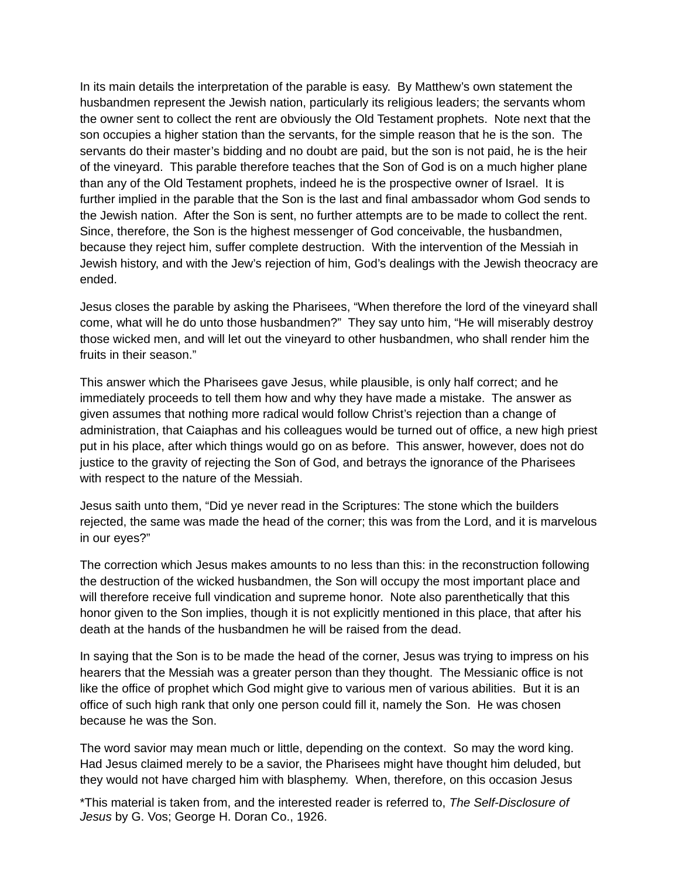In its main details the interpretation of the parable is easy. By Matthew's own statement the husbandmen represent the Jewish nation, particularly its religious leaders; the servants whom the owner sent to collect the rent are obviously the Old Testament prophets. Note next that the son occupies a higher station than the servants, for the simple reason that he is the son. The servants do their master's bidding and no doubt are paid, but the son is not paid, he is the heir of the vineyard. This parable therefore teaches that the Son of God is on a much higher plane than any of the Old Testament prophets, indeed he is the prospective owner of Israel. It is further implied in the parable that the Son is the last and final ambassador whom God sends to the Jewish nation. After the Son is sent, no further attempts are to be made to collect the rent. Since, therefore, the Son is the highest messenger of God conceivable, the husbandmen, because they reject him, suffer complete destruction. With the intervention of the Messiah in Jewish history, and with the Jew's rejection of him, God's dealings with the Jewish theocracy are ended.

Jesus closes the parable by asking the Pharisees, "When therefore the lord of the vineyard shall come, what will he do unto those husbandmen?" They say unto him, "He will miserably destroy those wicked men, and will let out the vineyard to other husbandmen, who shall render him the fruits in their season."

This answer which the Pharisees gave Jesus, while plausible, is only half correct; and he immediately proceeds to tell them how and why they have made a mistake. The answer as given assumes that nothing more radical would follow Christ's rejection than a change of administration, that Caiaphas and his colleagues would be turned out of office, a new high priest put in his place, after which things would go on as before. This answer, however, does not do justice to the gravity of rejecting the Son of God, and betrays the ignorance of the Pharisees with respect to the nature of the Messiah.

Jesus saith unto them, "Did ye never read in the Scriptures: The stone which the builders rejected, the same was made the head of the corner; this was from the Lord, and it is marvelous in our eyes?"

The correction which Jesus makes amounts to no less than this: in the reconstruction following the destruction of the wicked husbandmen, the Son will occupy the most important place and will therefore receive full vindication and supreme honor. Note also parenthetically that this honor given to the Son implies, though it is not explicitly mentioned in this place, that after his death at the hands of the husbandmen he will be raised from the dead.

In saying that the Son is to be made the head of the corner, Jesus was trying to impress on his hearers that the Messiah was a greater person than they thought. The Messianic office is not like the office of prophet which God might give to various men of various abilities. But it is an office of such high rank that only one person could fill it, namely the Son. He was chosen because he was the Son.

The word savior may mean much or little, depending on the context. So may the word king. Had Jesus claimed merely to be a savior, the Pharisees might have thought him deluded, but they would not have charged him with blasphemy. When, therefore, on this occasion Jesus

*This material is taken from, and the interested reader is referred to, *The Self-Disclosure of Jesus* by G. Vos; George H. Doran Co., 1926.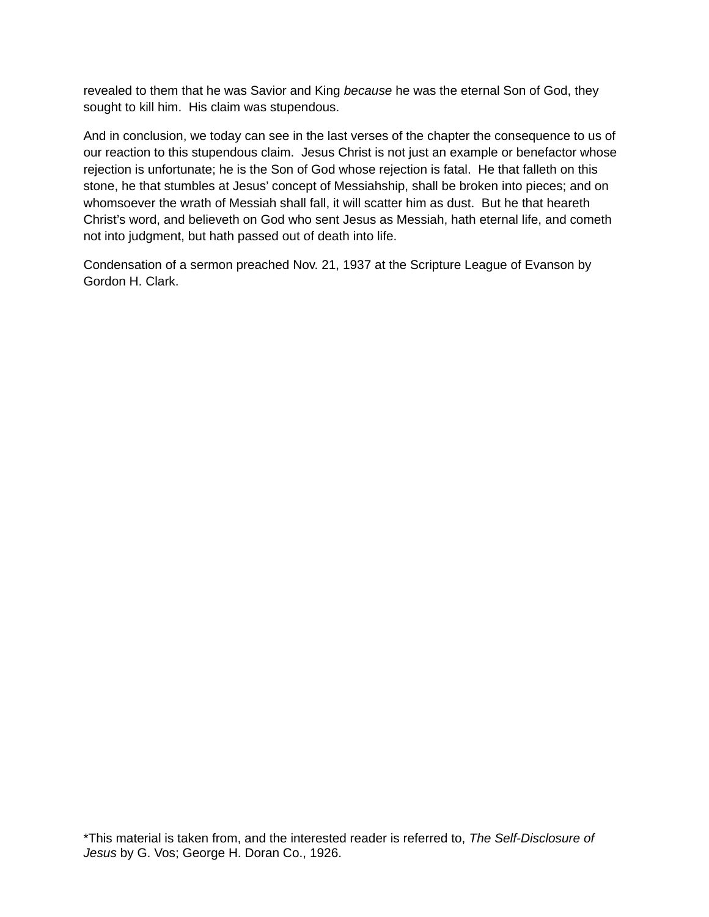revealed to them that he was Savior and King *because* he was the eternal Son of God, they sought to kill him. His claim was stupendous.

And in conclusion, we today can see in the last verses of the chapter the consequence to us of our reaction to this stupendous claim. Jesus Christ is not just an example or benefactor whose rejection is unfortunate; he is the Son of God whose rejection is fatal. He that falleth on this stone, he that stumbles at Jesus' concept of Messiahship, shall be broken into pieces; and on whomsoever the wrath of Messiah shall fall, it will scatter him as dust. But he that heareth Christ's word, and believeth on God who sent Jesus as Messiah, hath eternal life, and cometh not into judgment, but hath passed out of death into life.

Condensation of a sermon preached Nov. 21, 1937 at the Scripture League of Evanson by Gordon H. Clark.

*This material is taken from, and the interested reader is referred to, *The Self-Disclosure of Jesus* by G. Vos; George H. Doran Co., 1926.